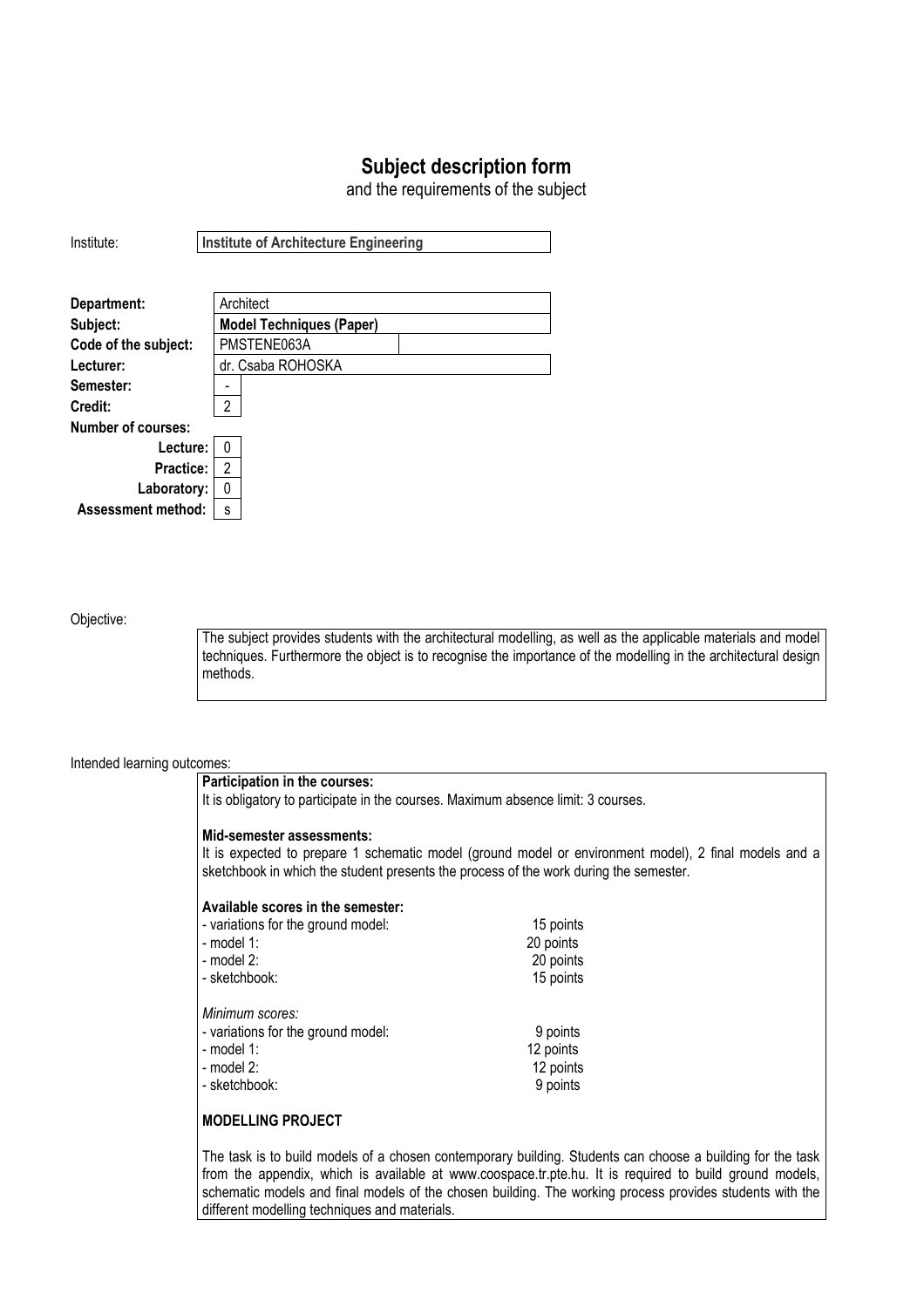# Subject description form

and the requirements of the subject

| | |
|---|---|
| Institute: | **Institute of Architecture Engineering** |

| | |
|---|---|
| **Department:** | Architect |
| **Subject:** | **Model Techniques (Paper)** |
| **Code of the subject:** | PMSTENE063A |
| **Lecturer:** | dr. Csaba ROHOSKA |
| **Semester:** | - |
| **Credit:** | 2 |
| **Number of courses:** | |
| **Lecture:** | 0 |
| **Practice:** | 2 |
| **Laboratory:** | 0 |
| **Assessment method:** | s |

Objective:

The subject provides students with the architectural modelling, as well as the applicable materials and model techniques. Furthermore the object is to recognise the importance of the modelling in the architectural design methods.

Intended learning outcomes:

**Participation in the courses:**
It is obligatory to participate in the courses. Maximum absence limit: 3 courses.

**Mid-semester assessments:**
It is expected to prepare 1 schematic model (ground model or environment model), 2 final models and a sketchbook in which the student presents the process of the work during the semester.

**Available scores in the semester:**

| | |
|---|---|
| - variations for the ground model: | 15 points |
| - model 1: | 20 points |
| - model 2: | 20 points |
| - sketchbook: | 15 points |

*Minimum scores:*

| | |
|---|---|
| - variations for the ground model: | 9 points |
| - model 1: | 12 points |
| - model 2: | 12 points |
| - sketchbook: | 9 points |

**MODELLING PROJECT**

The task is to build models of a chosen contemporary building. Students can choose a building for the task from the appendix, which is available at www.coospace.tr.pte.hu. It is required to build ground models, schematic models and final models of the chosen building. The working process provides students with the different modelling techniques and materials.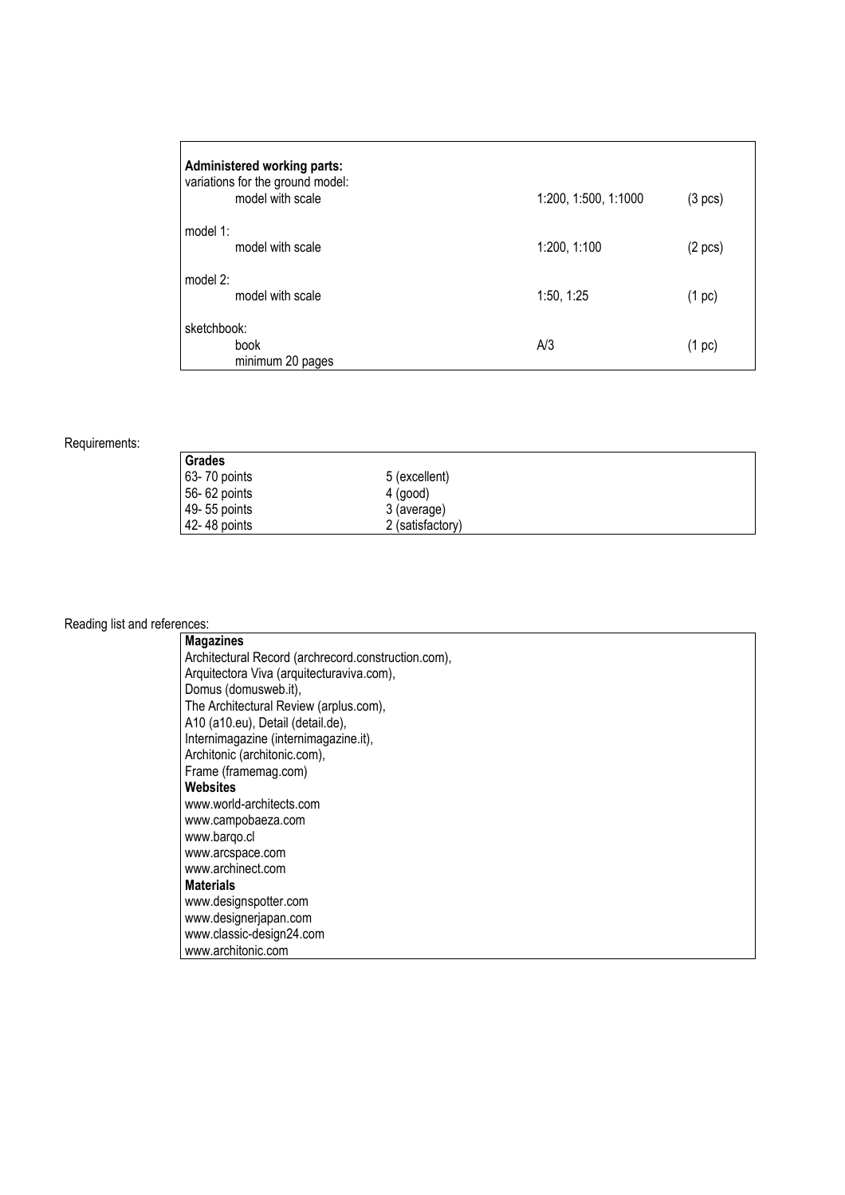| **Administered working parts:** | | |
|---|---|---|
| variations for the ground model: | | |
| model with scale | 1:200, 1:500, 1:1000 | (3 pcs) |
| model 1: | | |
| model with scale | 1:200, 1:100 | (2 pcs) |
| model 2: | | |
| model with scale | 1:50, 1:25 | (1 pc) |
| sketchbook: | | |
| book<br>minimum 20 pages | A/3 | (1 pc) |

Requirements:

| **Grades** | |
|---|---|
| 63- 70 points | 5 (excellent) |
| 56- 62 points | 4 (good) |
| 49- 55 points | 3 (average) |
| 42- 48 points | 2 (satisfactory) |

Reading list and references:

**Magazines**

Architectural Record (archrecord.construction.com),
Arquitectora Viva (arquitecturaviva.com),
Domus (domusweb.it),
The Architectural Review (arplus.com),
A10 (a10.eu), Detail (detail.de),
Internimagazine (internimagazine.it),
Architonic (architonic.com),
Frame (framemag.com)

**Websites**

www.world-architects.com
www.campobaeza.com
www.barqo.cl
www.arcspace.com
www.archinect.com

**Materials**

www.designspotter.com
www.designerjapan.com
www.classic-design24.com
www.architonic.com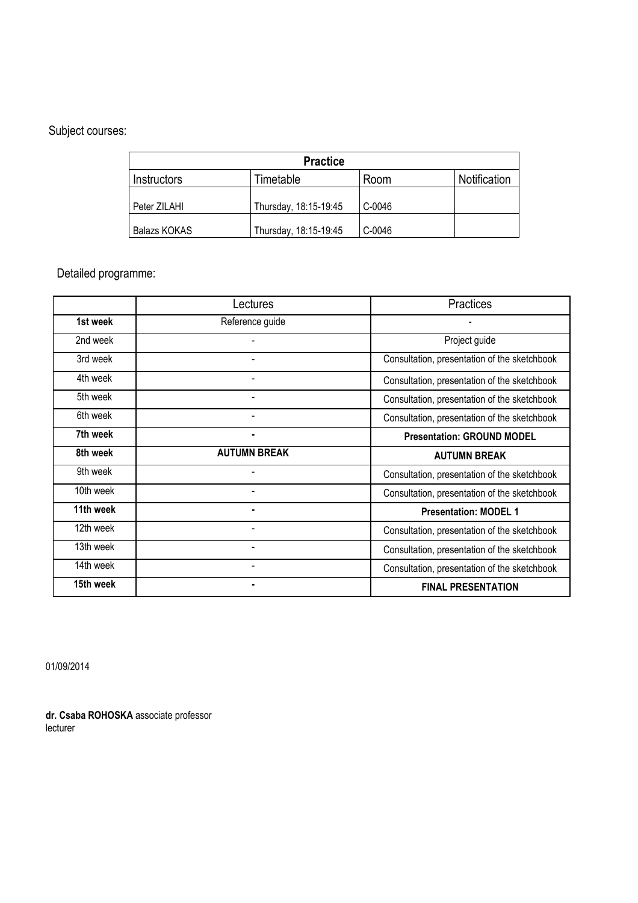Subject courses:

| Practice | | | |
|---|---|---|---|
| Instructors | Timetable | Room | Notification |
| Peter ZILAHI | Thursday, 18:15-19:45 | C-0046 | |
| Balazs KOKAS | Thursday, 18:15-19:45 | C-0046 | |

Detailed programme:

| | Lectures | Practices |
|---|---|---|
| **1st week** | Reference guide | - |
| 2nd week | - | Project guide |
| 3rd week | - | Consultation, presentation of the sketchbook |
| 4th week | - | Consultation, presentation of the sketchbook |
| 5th week | - | Consultation, presentation of the sketchbook |
| 6th week | - | Consultation, presentation of the sketchbook |
| **7th week** | **-** | **Presentation: GROUND MODEL** |
| **8th week** | **AUTUMN BREAK** | **AUTUMN BREAK** |
| 9th week | - | Consultation, presentation of the sketchbook |
| 10th week | - | Consultation, presentation of the sketchbook |
| **11th week** | **-** | **Presentation: MODEL 1** |
| 12th week | - | Consultation, presentation of the sketchbook |
| 13th week | - | Consultation, presentation of the sketchbook |
| 14th week | - | Consultation, presentation of the sketchbook |
| **15th week** | **-** | **FINAL PRESENTATION** |

01/09/2014

**dr. Csaba ROHOSKA** associate professor
lecturer